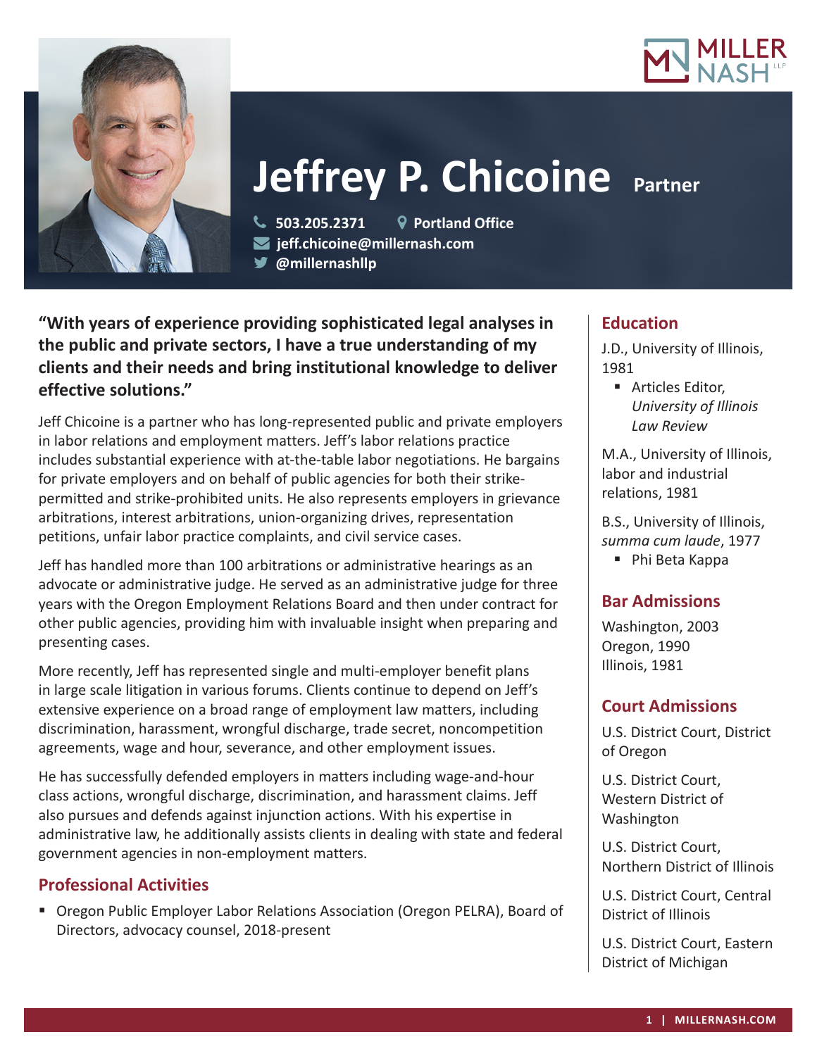# Jeffrey P. Chicoine **Partner**

503.205.2371 | Portland Office
jeff.chicoine@millernash.com
@millernashllp

**"With years of experience providing sophisticated legal analyses in the public and private sectors, I have a true understanding of my clients and their needs and bring institutional knowledge to deliver effective solutions."**

Jeff Chicoine is a partner who has long-represented public and private employers in labor relations and employment matters. Jeff's labor relations practice includes substantial experience with at-the-table labor negotiations. He bargains for private employers and on behalf of public agencies for both their strike-permitted and strike-prohibited units. He also represents employers in grievance arbitrations, interest arbitrations, union-organizing drives, representation petitions, unfair labor practice complaints, and civil service cases.

Jeff has handled more than 100 arbitrations or administrative hearings as an advocate or administrative judge. He served as an administrative judge for three years with the Oregon Employment Relations Board and then under contract for other public agencies, providing him with invaluable insight when preparing and presenting cases.

More recently, Jeff has represented single and multi-employer benefit plans in large scale litigation in various forums. Clients continue to depend on Jeff's extensive experience on a broad range of employment law matters, including discrimination, harassment, wrongful discharge, trade secret, noncompetition agreements, wage and hour, severance, and other employment issues.

He has successfully defended employers in matters including wage-and-hour class actions, wrongful discharge, discrimination, and harassment claims. Jeff also pursues and defends against injunction actions. With his expertise in administrative law, he additionally assists clients in dealing with state and federal government agencies in non-employment matters.

## Professional Activities

- Oregon Public Employer Labor Relations Association (Oregon PELRA), Board of Directors, advocacy counsel, 2018-present

## Education

J.D., University of Illinois, 1981

- Articles Editor, *University of Illinois Law Review*

M.A., University of Illinois, labor and industrial relations, 1981

B.S., University of Illinois, *summa cum laude*, 1977

- Phi Beta Kappa

## Bar Admissions

Washington, 2003
Oregon, 1990
Illinois, 1981

## Court Admissions

U.S. District Court, District of Oregon

U.S. District Court, Western District of Washington

U.S. District Court, Northern District of Illinois

U.S. District Court, Central District of Illinois

U.S. District Court, Eastern District of Michigan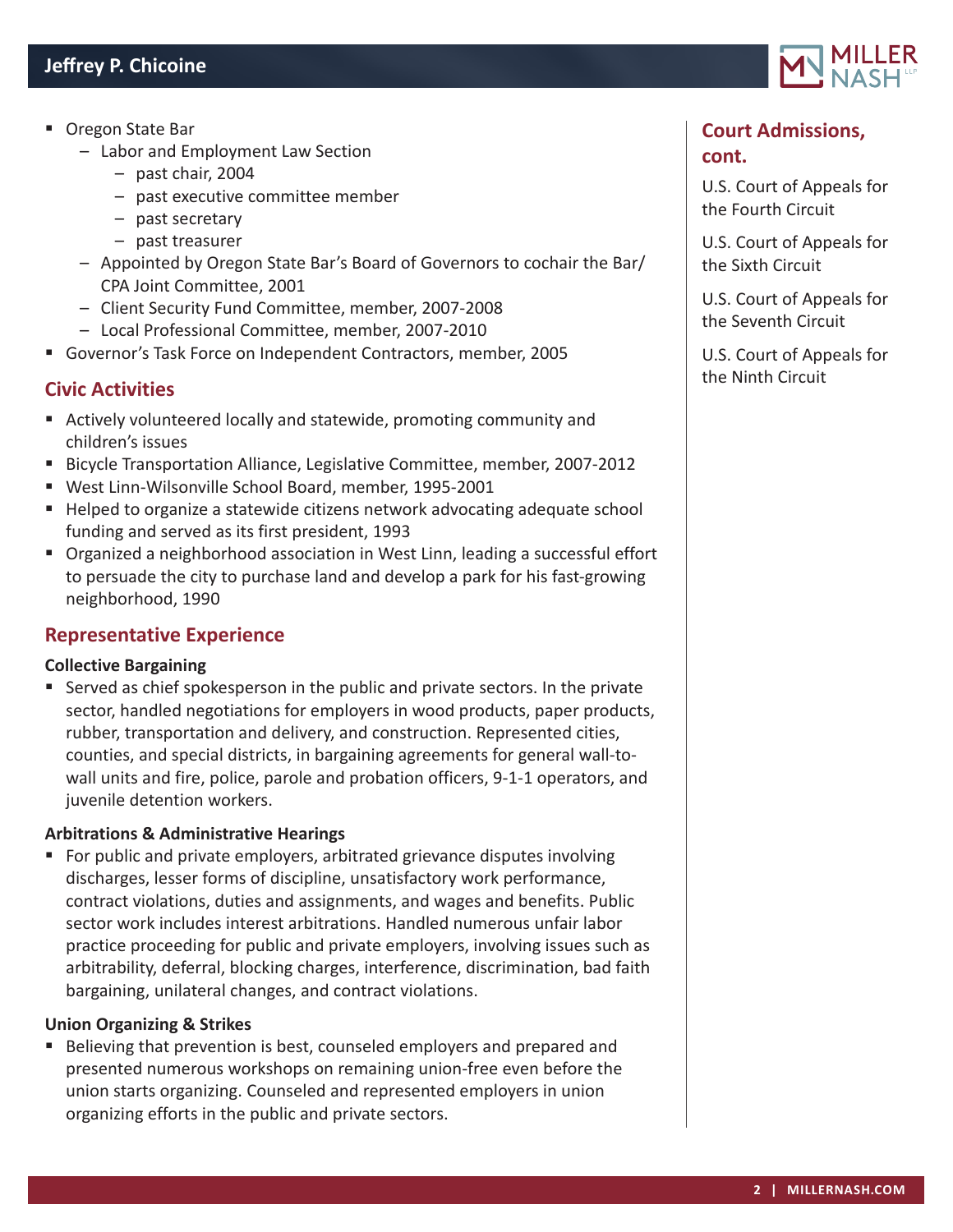- Oregon State Bar
  - Labor and Employment Law Section
    - past chair, 2004
    - past executive committee member
    - past secretary
    - past treasurer
  - Appointed by Oregon State Bar's Board of Governors to cochair the Bar/CPA Joint Committee, 2001
  - Client Security Fund Committee, member, 2007-2008
  - Local Professional Committee, member, 2007-2010
- Governor's Task Force on Independent Contractors, member, 2005

## Civic Activities

- Actively volunteered locally and statewide, promoting community and children's issues
- Bicycle Transportation Alliance, Legislative Committee, member, 2007-2012
- West Linn-Wilsonville School Board, member, 1995-2001
- Helped to organize a statewide citizens network advocating adequate school funding and served as its first president, 1993
- Organized a neighborhood association in West Linn, leading a successful effort to persuade the city to purchase land and develop a park for his fast-growing neighborhood, 1990

## Representative Experience

**Collective Bargaining**

- Served as chief spokesperson in the public and private sectors. In the private sector, handled negotiations for employers in wood products, paper products, rubber, transportation and delivery, and construction. Represented cities, counties, and special districts, in bargaining agreements for general wall-to-wall units and fire, police, parole and probation officers, 9-1-1 operators, and juvenile detention workers.

**Arbitrations & Administrative Hearings**

- For public and private employers, arbitrated grievance disputes involving discharges, lesser forms of discipline, unsatisfactory work performance, contract violations, duties and assignments, and wages and benefits. Public sector work includes interest arbitrations. Handled numerous unfair labor practice proceeding for public and private employers, involving issues such as arbitrability, deferral, blocking charges, interference, discrimination, bad faith bargaining, unilateral changes, and contract violations.

**Union Organizing & Strikes**

- Believing that prevention is best, counseled employers and prepared and presented numerous workshops on remaining union-free even before the union starts organizing. Counseled and represented employers in union organizing efforts in the public and private sectors.

## Court Admissions, cont.

U.S. Court of Appeals for the Fourth Circuit

U.S. Court of Appeals for the Sixth Circuit

U.S. Court of Appeals for the Seventh Circuit

U.S. Court of Appeals for the Ninth Circuit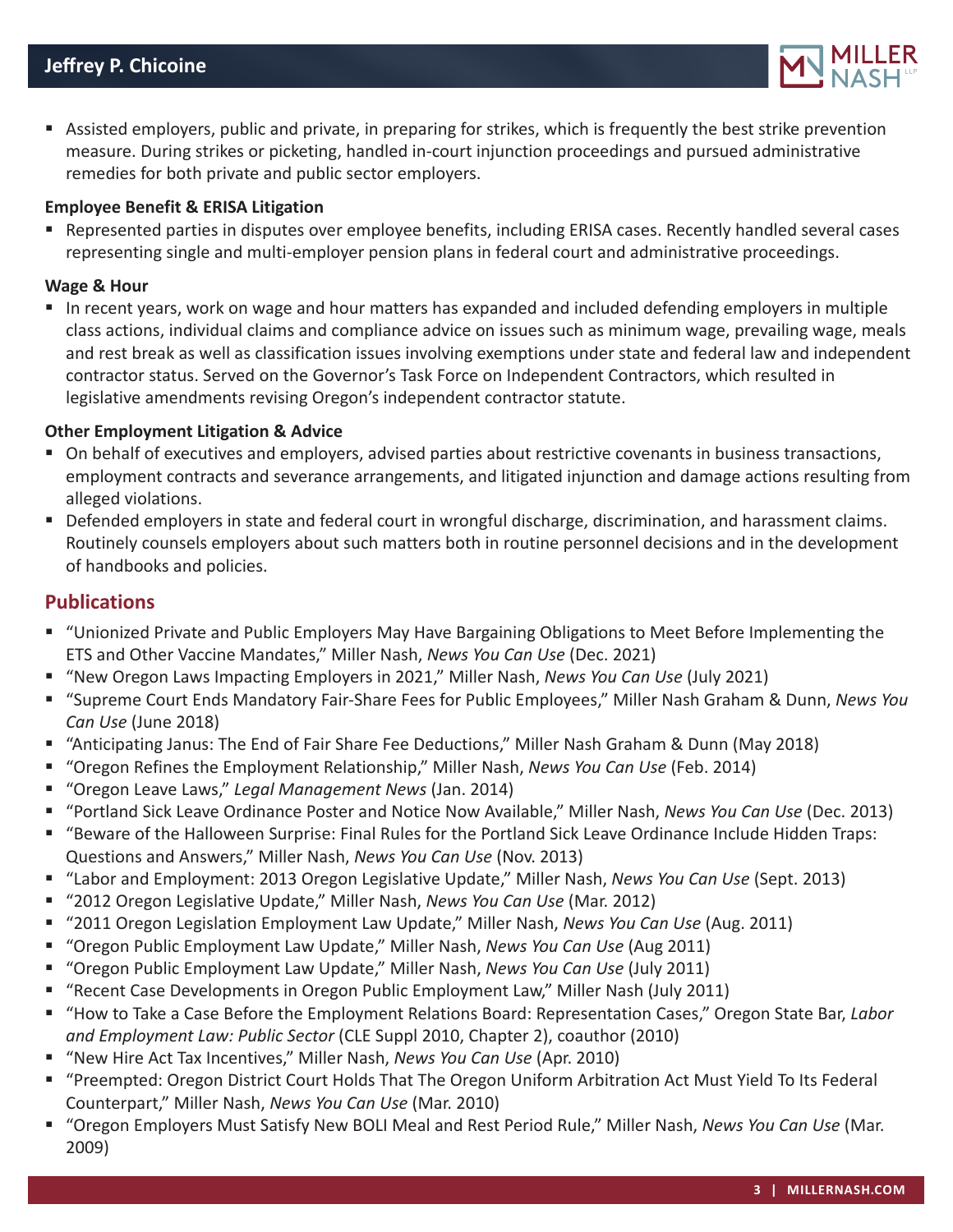- Assisted employers, public and private, in preparing for strikes, which is frequently the best strike prevention measure. During strikes or picketing, handled in-court injunction proceedings and pursued administrative remedies for both private and public sector employers.

**Employee Benefit & ERISA Litigation**

- Represented parties in disputes over employee benefits, including ERISA cases. Recently handled several cases representing single and multi-employer pension plans in federal court and administrative proceedings.

**Wage & Hour**

- In recent years, work on wage and hour matters has expanded and included defending employers in multiple class actions, individual claims and compliance advice on issues such as minimum wage, prevailing wage, meals and rest break as well as classification issues involving exemptions under state and federal law and independent contractor status. Served on the Governor's Task Force on Independent Contractors, which resulted in legislative amendments revising Oregon's independent contractor statute.

**Other Employment Litigation & Advice**

- On behalf of executives and employers, advised parties about restrictive covenants in business transactions, employment contracts and severance arrangements, and litigated injunction and damage actions resulting from alleged violations.
- Defended employers in state and federal court in wrongful discharge, discrimination, and harassment claims. Routinely counsels employers about such matters both in routine personnel decisions and in the development of handbooks and policies.

## Publications

- "Unionized Private and Public Employers May Have Bargaining Obligations to Meet Before Implementing the ETS and Other Vaccine Mandates," Miller Nash, *News You Can Use* (Dec. 2021)
- "New Oregon Laws Impacting Employers in 2021," Miller Nash, *News You Can Use* (July 2021)
- "Supreme Court Ends Mandatory Fair-Share Fees for Public Employees," Miller Nash Graham & Dunn, *News You Can Use* (June 2018)
- "Anticipating Janus: The End of Fair Share Fee Deductions," Miller Nash Graham & Dunn (May 2018)
- "Oregon Refines the Employment Relationship," Miller Nash, *News You Can Use* (Feb. 2014)
- "Oregon Leave Laws," *Legal Management News* (Jan. 2014)
- "Portland Sick Leave Ordinance Poster and Notice Now Available," Miller Nash, *News You Can Use* (Dec. 2013)
- "Beware of the Halloween Surprise: Final Rules for the Portland Sick Leave Ordinance Include Hidden Traps: Questions and Answers," Miller Nash, *News You Can Use* (Nov. 2013)
- "Labor and Employment: 2013 Oregon Legislative Update," Miller Nash, *News You Can Use* (Sept. 2013)
- "2012 Oregon Legislative Update," Miller Nash, *News You Can Use* (Mar. 2012)
- "2011 Oregon Legislation Employment Law Update," Miller Nash, *News You Can Use* (Aug. 2011)
- "Oregon Public Employment Law Update," Miller Nash, *News You Can Use* (Aug 2011)
- "Oregon Public Employment Law Update," Miller Nash, *News You Can Use* (July 2011)
- "Recent Case Developments in Oregon Public Employment Law," Miller Nash (July 2011)
- "How to Take a Case Before the Employment Relations Board: Representation Cases," Oregon State Bar, *Labor and Employment Law: Public Sector* (CLE Suppl 2010, Chapter 2), coauthor (2010)
- "New Hire Act Tax Incentives," Miller Nash, *News You Can Use* (Apr. 2010)
- "Preempted: Oregon District Court Holds That The Oregon Uniform Arbitration Act Must Yield To Its Federal Counterpart," Miller Nash, *News You Can Use* (Mar. 2010)
- "Oregon Employers Must Satisfy New BOLI Meal and Rest Period Rule," Miller Nash, *News You Can Use* (Mar. 2009)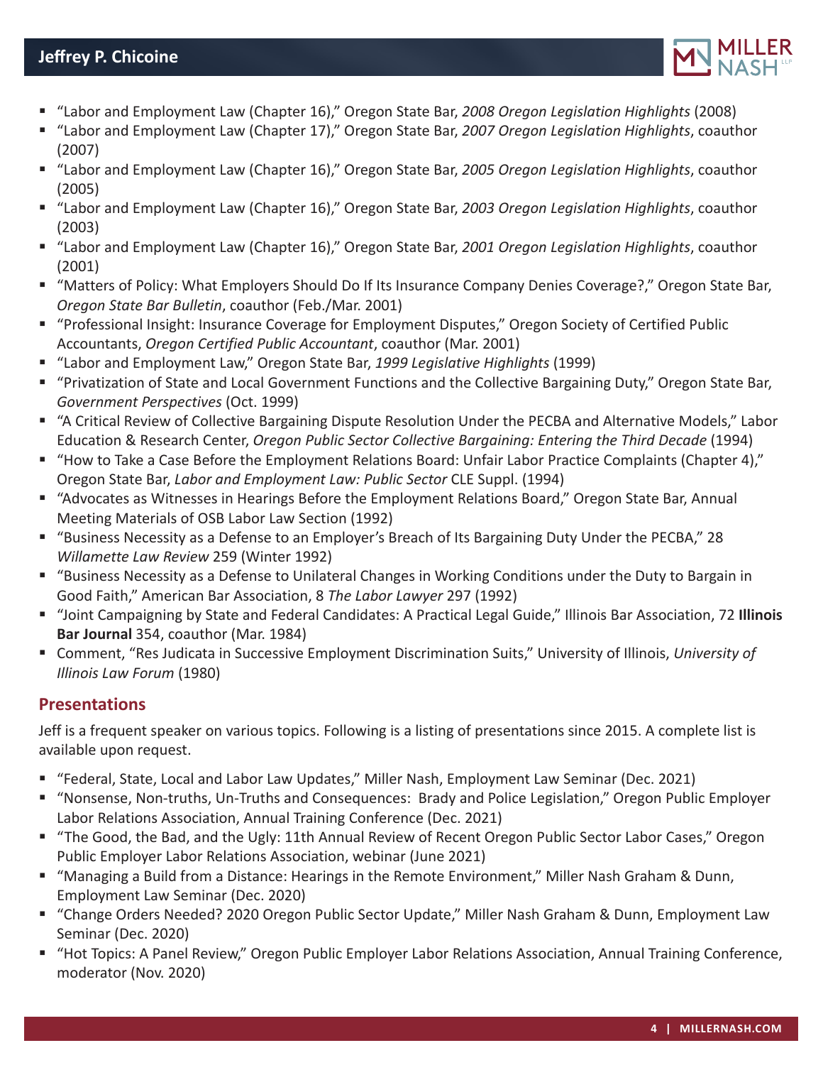- "Labor and Employment Law (Chapter 16)," Oregon State Bar, *2008 Oregon Legislation Highlights* (2008)
- "Labor and Employment Law (Chapter 17)," Oregon State Bar, *2007 Oregon Legislation Highlights*, coauthor (2007)
- "Labor and Employment Law (Chapter 16)," Oregon State Bar, *2005 Oregon Legislation Highlights*, coauthor (2005)
- "Labor and Employment Law (Chapter 16)," Oregon State Bar, *2003 Oregon Legislation Highlights*, coauthor (2003)
- "Labor and Employment Law (Chapter 16)," Oregon State Bar, *2001 Oregon Legislation Highlights*, coauthor (2001)
- "Matters of Policy: What Employers Should Do If Its Insurance Company Denies Coverage?," Oregon State Bar, *Oregon State Bar Bulletin*, coauthor (Feb./Mar. 2001)
- "Professional Insight: Insurance Coverage for Employment Disputes," Oregon Society of Certified Public Accountants, *Oregon Certified Public Accountant*, coauthor (Mar. 2001)
- "Labor and Employment Law," Oregon State Bar, *1999 Legislative Highlights* (1999)
- "Privatization of State and Local Government Functions and the Collective Bargaining Duty," Oregon State Bar, *Government Perspectives* (Oct. 1999)
- "A Critical Review of Collective Bargaining Dispute Resolution Under the PECBA and Alternative Models," Labor Education & Research Center, *Oregon Public Sector Collective Bargaining: Entering the Third Decade* (1994)
- "How to Take a Case Before the Employment Relations Board: Unfair Labor Practice Complaints (Chapter 4)," Oregon State Bar, *Labor and Employment Law: Public Sector* CLE Suppl. (1994)
- "Advocates as Witnesses in Hearings Before the Employment Relations Board," Oregon State Bar, Annual Meeting Materials of OSB Labor Law Section (1992)
- "Business Necessity as a Defense to an Employer's Breach of Its Bargaining Duty Under the PECBA," 28 *Willamette Law Review* 259 (Winter 1992)
- "Business Necessity as a Defense to Unilateral Changes in Working Conditions under the Duty to Bargain in Good Faith," American Bar Association, 8 *The Labor Lawyer* 297 (1992)
- "Joint Campaigning by State and Federal Candidates: A Practical Legal Guide," Illinois Bar Association, 72 **Illinois Bar Journal** 354, coauthor (Mar. 1984)
- Comment, "Res Judicata in Successive Employment Discrimination Suits," University of Illinois, *University of Illinois Law Forum* (1980)

## Presentations

Jeff is a frequent speaker on various topics. Following is a listing of presentations since 2015. A complete list is available upon request.

- "Federal, State, Local and Labor Law Updates," Miller Nash, Employment Law Seminar (Dec. 2021)
- "Nonsense, Non-truths, Un-Truths and Consequences: Brady and Police Legislation," Oregon Public Employer Labor Relations Association, Annual Training Conference (Dec. 2021)
- "The Good, the Bad, and the Ugly: 11th Annual Review of Recent Oregon Public Sector Labor Cases," Oregon Public Employer Labor Relations Association, webinar (June 2021)
- "Managing a Build from a Distance: Hearings in the Remote Environment," Miller Nash Graham & Dunn, Employment Law Seminar (Dec. 2020)
- "Change Orders Needed? 2020 Oregon Public Sector Update," Miller Nash Graham & Dunn, Employment Law Seminar (Dec. 2020)
- "Hot Topics: A Panel Review," Oregon Public Employer Labor Relations Association, Annual Training Conference, moderator (Nov. 2020)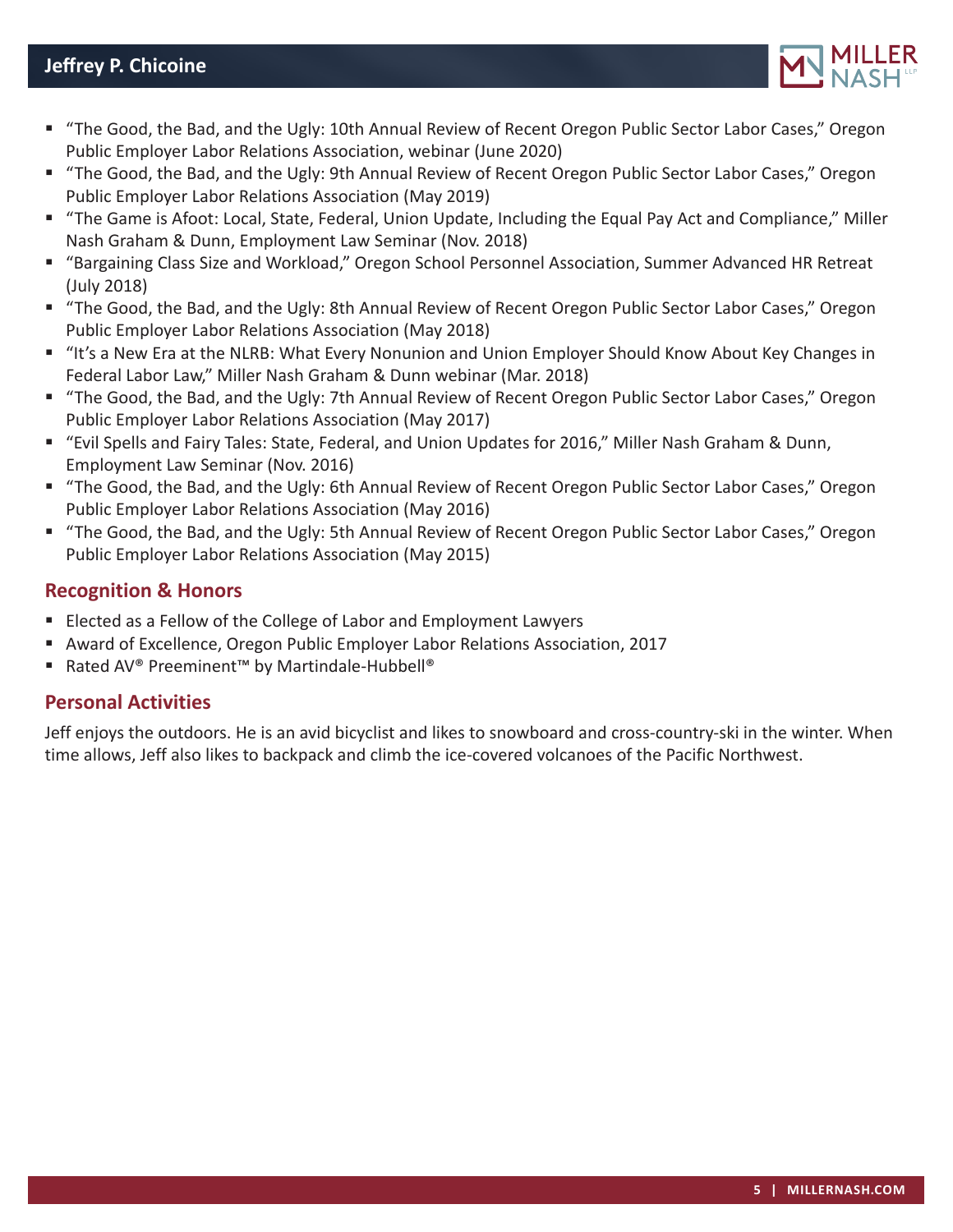- "The Good, the Bad, and the Ugly: 10th Annual Review of Recent Oregon Public Sector Labor Cases," Oregon Public Employer Labor Relations Association, webinar (June 2020)
- "The Good, the Bad, and the Ugly: 9th Annual Review of Recent Oregon Public Sector Labor Cases," Oregon Public Employer Labor Relations Association (May 2019)
- "The Game is Afoot: Local, State, Federal, Union Update, Including the Equal Pay Act and Compliance," Miller Nash Graham & Dunn, Employment Law Seminar (Nov. 2018)
- "Bargaining Class Size and Workload," Oregon School Personnel Association, Summer Advanced HR Retreat (July 2018)
- "The Good, the Bad, and the Ugly: 8th Annual Review of Recent Oregon Public Sector Labor Cases," Oregon Public Employer Labor Relations Association (May 2018)
- "It's a New Era at the NLRB: What Every Nonunion and Union Employer Should Know About Key Changes in Federal Labor Law," Miller Nash Graham & Dunn webinar (Mar. 2018)
- "The Good, the Bad, and the Ugly: 7th Annual Review of Recent Oregon Public Sector Labor Cases," Oregon Public Employer Labor Relations Association (May 2017)
- "Evil Spells and Fairy Tales: State, Federal, and Union Updates for 2016," Miller Nash Graham & Dunn, Employment Law Seminar (Nov. 2016)
- "The Good, the Bad, and the Ugly: 6th Annual Review of Recent Oregon Public Sector Labor Cases," Oregon Public Employer Labor Relations Association (May 2016)
- "The Good, the Bad, and the Ugly: 5th Annual Review of Recent Oregon Public Sector Labor Cases," Oregon Public Employer Labor Relations Association (May 2015)

## Recognition & Honors

- Elected as a Fellow of the College of Labor and Employment Lawyers
- Award of Excellence, Oregon Public Employer Labor Relations Association, 2017
- Rated AV® Preeminent™ by Martindale-Hubbell®

## Personal Activities

Jeff enjoys the outdoors. He is an avid bicyclist and likes to snowboard and cross-country-ski in the winter. When time allows, Jeff also likes to backpack and climb the ice-covered volcanoes of the Pacific Northwest.